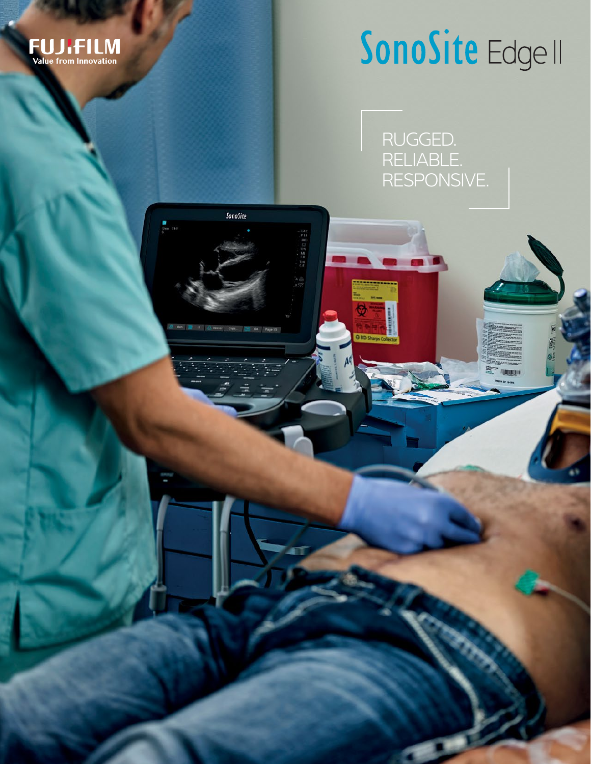FUJIFILM
Value from Innovation

# SonoSite Edge II

RUGGED.
RELIABLE.
RESPONSIVE.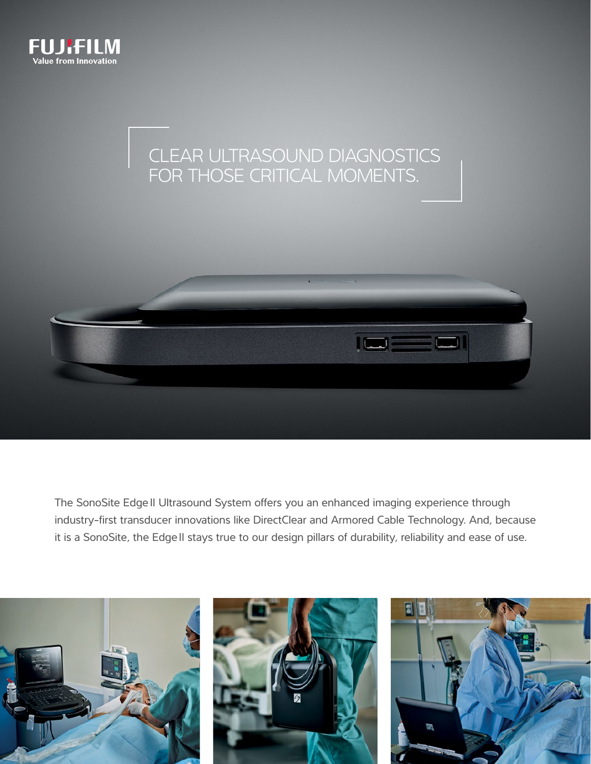FUJIFILM
Value from Innovation

# CLEAR ULTRASOUND DIAGNOSTICS FOR THOSE CRITICAL MOMENTS.

The SonoSite Edge II Ultrasound System offers you an enhanced imaging experience through industry-first transducer innovations like DirectClear and Armored Cable Technology. And, because it is a SonoSite, the Edge II stays true to our design pillars of durability, reliability and ease of use.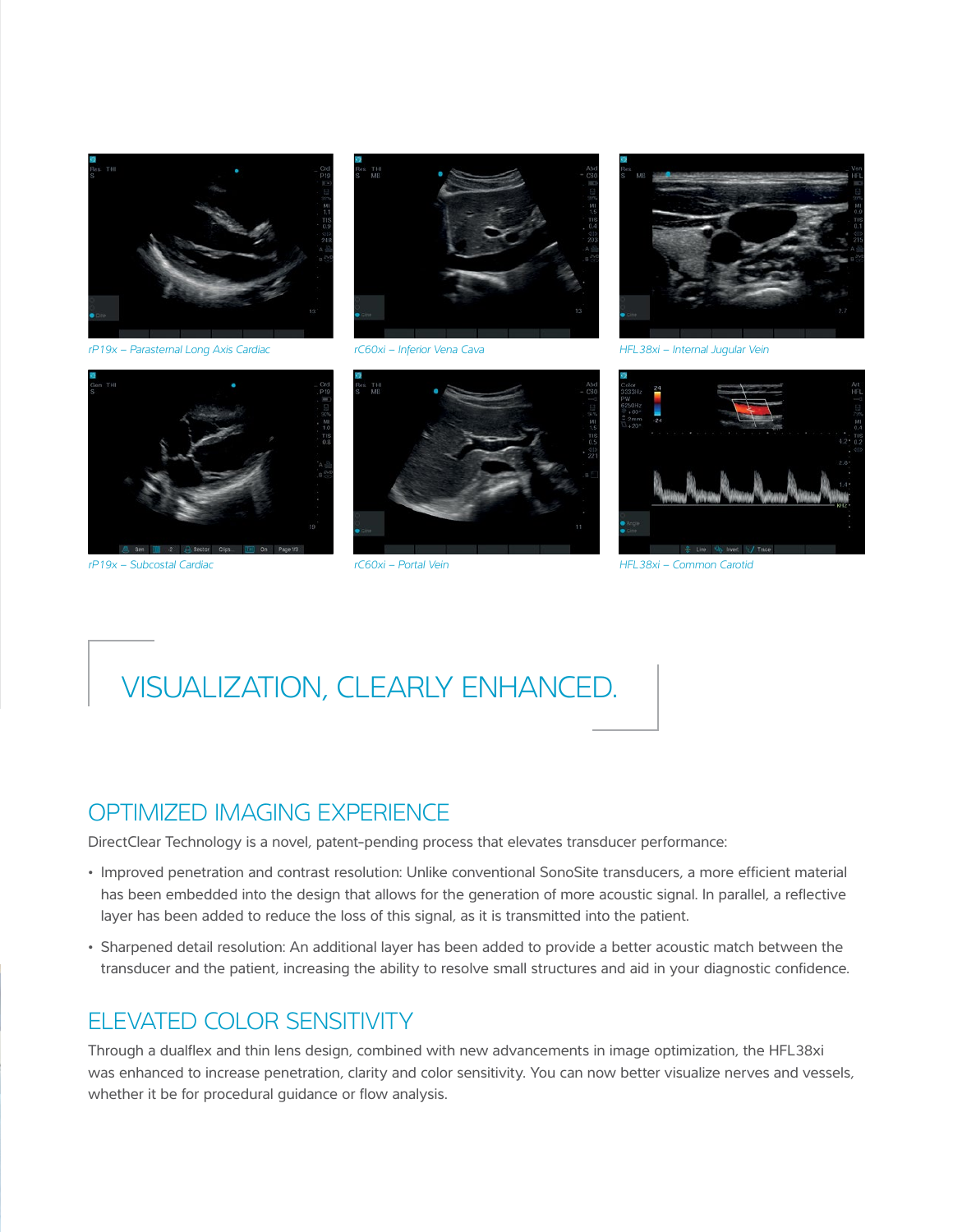rP19x – Parasternal Long Axis Cardiac

rC60xi – Inferior Vena Cava

HFL38xi – Internal Jugular Vein

rP19x – Subcostal Cardiac

rC60xi – Portal Vein

HFL38xi – Common Carotid

# VISUALIZATION, CLEARLY ENHANCED.

## OPTIMIZED IMAGING EXPERIENCE

DirectClear Technology is a novel, patent-pending process that elevates transducer performance:

- Improved penetration and contrast resolution: Unlike conventional SonoSite transducers, a more efficient material has been embedded into the design that allows for the generation of more acoustic signal. In parallel, a reflective layer has been added to reduce the loss of this signal, as it is transmitted into the patient.
- Sharpened detail resolution: An additional layer has been added to provide a better acoustic match between the transducer and the patient, increasing the ability to resolve small structures and aid in your diagnostic confidence.

## ELEVATED COLOR SENSITIVITY

Through a dualflex and thin lens design, combined with new advancements in image optimization, the HFL38xi was enhanced to increase penetration, clarity and color sensitivity. You can now better visualize nerves and vessels, whether it be for procedural guidance or flow analysis.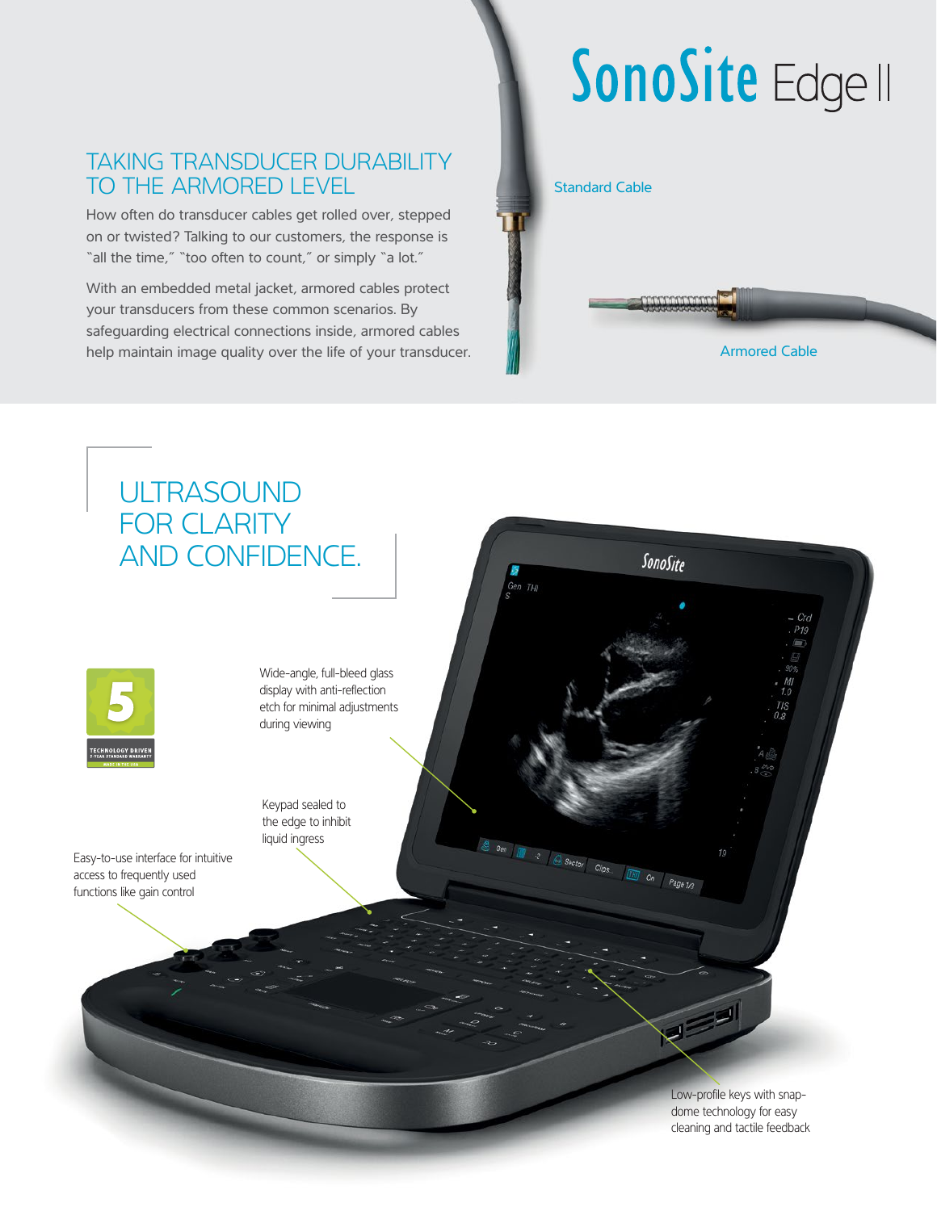# SonoSite Edge II

## TAKING TRANSDUCER DURABILITY TO THE ARMORED LEVEL

How often do transducer cables get rolled over, stepped on or twisted? Talking to our customers, the response is "all the time," "too often to count," or simply "a lot."

With an embedded metal jacket, armored cables protect your transducers from these common scenarios. By safeguarding electrical connections inside, armored cables help maintain image quality over the life of your transducer.

Standard Cable

Armored Cable

## ULTRASOUND FOR CLARITY AND CONFIDENCE.

5 TECHNOLOGY DRIVEN 5-YEAR STANDARD WARRANTY MADE IN THE USA

Wide-angle, full-bleed glass display with anti-reflection etch for minimal adjustments during viewing

Keypad sealed to the edge to inhibit liquid ingress

Easy-to-use interface for intuitive access to frequently used functions like gain control

Low-profile keys with snap-dome technology for easy cleaning and tactile feedback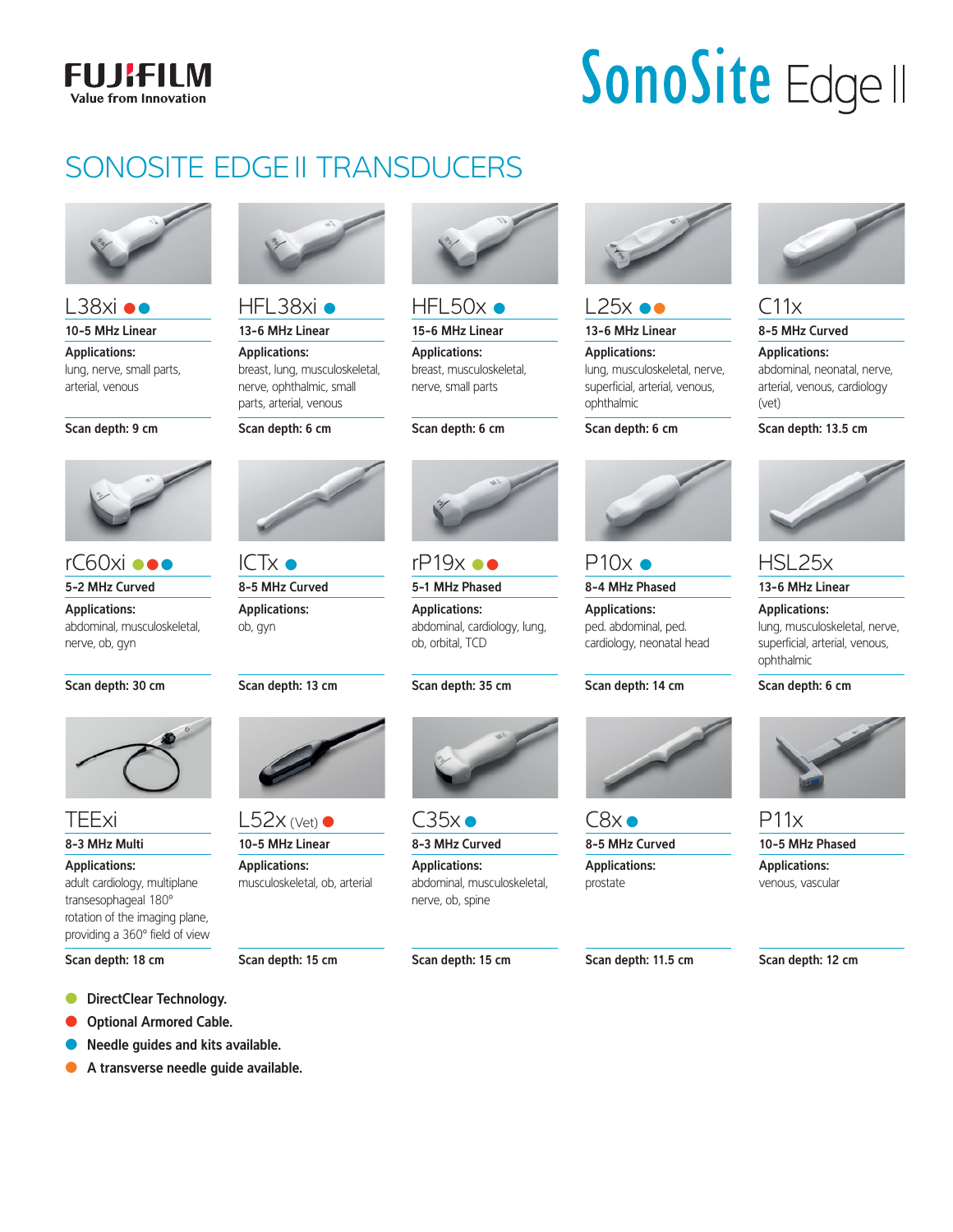FUJIFILM
Value from Innovation

SonoSite Edge II

# SONOSITE EDGE II TRANSDUCERS

## L38xi ●●
**10-5 MHz Linear**

**Applications:**
lung, nerve, small parts, arterial, venous

**Scan depth: 9 cm**

## HFL38xi ●
**13-6 MHz Linear**

**Applications:**
breast, lung, musculoskeletal, nerve, ophthalmic, small parts, arterial, venous

**Scan depth: 6 cm**

## HFL50x ●
**15-6 MHz Linear**

**Applications:**
breast, musculoskeletal, nerve, small parts

**Scan depth: 6 cm**

## L25x ●●
**13-6 MHz Linear**

**Applications:**
lung, musculoskeletal, nerve, superficial, arterial, venous, ophthalmic

**Scan depth: 6 cm**

## C11x
**8-5 MHz Curved**

**Applications:**
abdominal, neonatal, nerve, arterial, venous, cardiology (vet)

**Scan depth: 13.5 cm**

## rC60xi ●●●
**5-2 MHz Curved**

**Applications:**
abdominal, musculoskeletal, nerve, ob, gyn

**Scan depth: 30 cm**

## ICTx ●
**8-5 MHz Curved**

**Applications:**
ob, gyn

**Scan depth: 13 cm**

## rP19x ●●
**5-1 MHz Phased**

**Applications:**
abdominal, cardiology, lung, ob, orbital, TCD

**Scan depth: 35 cm**

## P10x ●
**8-4 MHz Phased**

**Applications:**
ped. abdominal, ped. cardiology, neonatal head

**Scan depth: 14 cm**

## HSL25x
**13-6 MHz Linear**

**Applications:**
lung, musculoskeletal, nerve, superficial, arterial, venous, ophthalmic

**Scan depth: 6 cm**

## TEExi
**8-3 MHz Multi**

**Applications:**
adult cardiology, multiplane transesophageal 180° rotation of the imaging plane, providing a 360° field of view

**Scan depth: 18 cm**

## L52x (Vet) ●
**10-5 MHz Linear**

**Applications:**
musculoskeletal, ob, arterial

**Scan depth: 15 cm**

## C35x ●
**8-3 MHz Curved**

**Applications:**
abdominal, musculoskeletal, nerve, ob, spine

**Scan depth: 15 cm**

## C8x ●
**8-5 MHz Curved**

**Applications:**
prostate

**Scan depth: 11.5 cm**

## P11x
**10-5 MHz Phased**

**Applications:**
venous, vascular

**Scan depth: 12 cm**

- ● (green) **DirectClear Technology.**
- ● (red) **Optional Armored Cable.**
- ● (blue) **Needle guides and kits available.**
- ● (orange) **A transverse needle guide available.**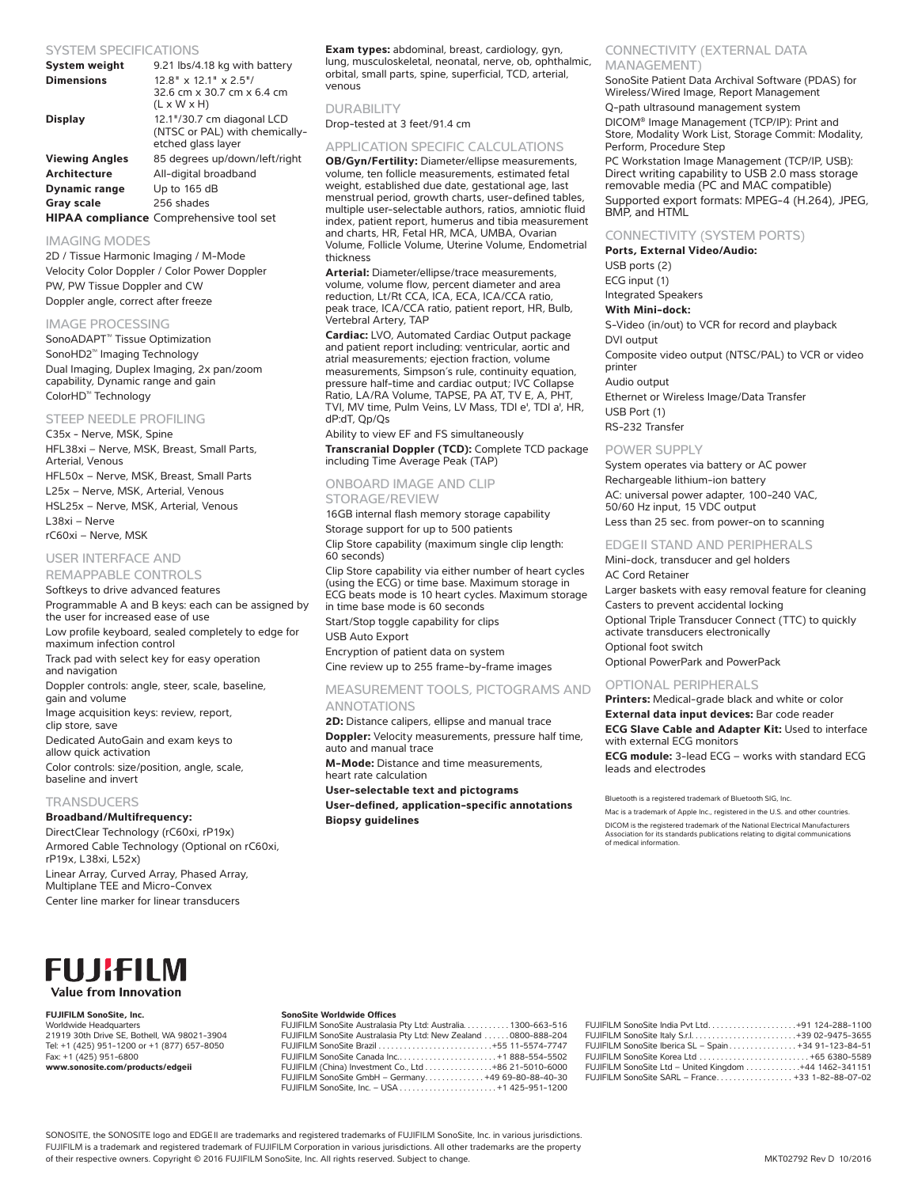## SYSTEM SPECIFICATIONS

| | |
|---|---|
| **System weight** | 9.21 lbs/4.18 kg with battery |
| **Dimensions** | 12.8" x 12.1" x 2.5"/ 32.6 cm x 30.7 cm x 6.4 cm (L x W x H) |
| **Display** | 12.1"/30.7 cm diagonal LCD (NTSC or PAL) with chemically-etched glass layer |
| **Viewing Angles** | 85 degrees up/down/left/right |
| **Architecture** | All-digital broadband |
| **Dynamic range** | Up to 165 dB |
| **Gray scale** | 256 shades |
| **HIPAA compliance** | Comprehensive tool set |

## IMAGING MODES

2D / Tissue Harmonic Imaging / M-Mode

Velocity Color Doppler / Color Power Doppler

PW, PW Tissue Doppler and CW

Doppler angle, correct after freeze

## IMAGE PROCESSING

SonoADAPT™ Tissue Optimization

SonoHD2™ Imaging Technology

Dual Imaging, Duplex Imaging, 2x pan/zoom capability, Dynamic range and gain

ColorHD™ Technology

## STEEP NEEDLE PROFILING

C35x - Nerve, MSK, Spine

HFL38xi – Nerve, MSK, Breast, Small Parts, Arterial, Venous

HFL50x – Nerve, MSK, Breast, Small Parts

L25x – Nerve, MSK, Arterial, Venous

HSL25x – Nerve, MSK, Arterial, Venous

L38xi – Nerve

rC60xi – Nerve, MSK

## USER INTERFACE AND REMAPPABLE CONTROLS

Softkeys to drive advanced features

Programmable A and B keys: each can be assigned by the user for increased ease of use

Low profile keyboard, sealed completely to edge for maximum infection control

Track pad with select key for easy operation and navigation

Doppler controls: angle, steer, scale, baseline, gain and volume

Image acquisition keys: review, report, clip store, save

Dedicated AutoGain and exam keys to allow quick activation

Color controls: size/position, angle, scale, baseline and invert

## TRANSDUCERS

**Broadband/Multifrequency:**

DirectClear Technology (rC60xi, rP19x)

Armored Cable Technology (Optional on rC60xi, rP19x, L38xi, L52x)

Linear Array, Curved Array, Phased Array, Multiplane TEE and Micro-Convex

Center line marker for linear transducers

**Exam types:** abdominal, breast, cardiology, gyn, lung, musculoskeletal, neonatal, nerve, ob, ophthalmic, orbital, small parts, spine, superficial, TCD, arterial, venous

## DURABILITY

Drop-tested at 3 feet/91.4 cm

## APPLICATION SPECIFIC CALCULATIONS

**OB/Gyn/Fertility:** Diameter/ellipse measurements, volume, ten follicle measurements, estimated fetal weight, established due date, gestational age, last menstrual period, growth charts, user-defined tables, multiple user-selectable authors, ratios, amniotic fluid index, patient report, humerus and tibia measurement and charts, HR, Fetal HR, MCA, UMBA, Ovarian Volume, Follicle Volume, Uterine Volume, Endometrial thickness

**Arterial:** Diameter/ellipse/trace measurements, volume, volume flow, percent diameter and area reduction, Lt/Rt CCA, ICA, ECA, ICA/CCA ratio, peak trace, ICA/CCA ratio, patient report, HR, Bulb, Vertebral Artery, TAP

**Cardiac:** LVO, Automated Cardiac Output package and patient report including: ventricular, aortic and atrial measurements; ejection fraction, volume measurements, Simpson's rule, continuity equation, pressure half-time and cardiac output; IVC Collapse Ratio, LA/RA Volume, TAPSE, PA AT, TV E, A, PHT, TVI, MV time, Pulm Veins, LV Mass, TDI e', TDI a', HR, dP:dT, Qp/Qs

Ability to view EF and FS simultaneously

**Transcranial Doppler (TCD):** Complete TCD package including Time Average Peak (TAP)

## ONBOARD IMAGE AND CLIP STORAGE/REVIEW

16GB internal flash memory storage capability

Storage support for up to 500 patients

Clip Store capability (maximum single clip length: 60 seconds)

Clip Store capability via either number of heart cycles (using the ECG) or time base. Maximum storage in ECG beats mode is 10 heart cycles. Maximum storage in time base mode is 60 seconds

Start/Stop toggle capability for clips

USB Auto Export

Encryption of patient data on system

Cine review up to 255 frame-by-frame images

## MEASUREMENT TOOLS, PICTOGRAMS AND ANNOTATIONS

**2D:** Distance calipers, ellipse and manual trace

**Doppler:** Velocity measurements, pressure half time, auto and manual trace

**M-Mode:** Distance and time measurements, heart rate calculation

**User-selectable text and pictograms**

**User-defined, application-specific annotations**

**Biopsy guidelines**

## CONNECTIVITY (EXTERNAL DATA MANAGEMENT)

SonoSite Patient Data Archival Software (PDAS) for Wireless/Wired Image, Report Management

Q-path ultrasound management system

DICOM® Image Management (TCP/IP): Print and Store, Modality Work List, Storage Commit: Modality, Perform, Procedure Step

PC Workstation Image Management (TCP/IP, USB): Direct writing capability to USB 2.0 mass storage removable media (PC and MAC compatible)

Supported export formats: MPEG-4 (H.264), JPEG, BMP, and HTML

## CONNECTIVITY (SYSTEM PORTS)

**Ports, External Video/Audio:**

USB ports (2)

ECG input (1)

Integrated Speakers

**With Mini-dock:**

S-Video (in/out) to VCR for record and playback

DVI output

Composite video output (NTSC/PAL) to VCR or video printer

Audio output

Ethernet or Wireless Image/Data Transfer

USB Port (1)

RS-232 Transfer

## POWER SUPPLY

System operates via battery or AC power

Rechargeable lithium-ion battery

AC: universal power adapter, 100-240 VAC, 50/60 Hz input, 15 VDC output

Less than 25 sec. from power-on to scanning

## EDGE II STAND AND PERIPHERALS

Mini-dock, transducer and gel holders

AC Cord Retainer

Larger baskets with easy removal feature for cleaning

Casters to prevent accidental locking

Optional Triple Transducer Connect (TTC) to quickly activate transducers electronically

Optional foot switch

Optional PowerPark and PowerPack

## OPTIONAL PERIPHERALS

**Printers:** Medical-grade black and white or color

**External data input devices:** Bar code reader

**ECG Slave Cable and Adapter Kit:** Used to interface with external ECG monitors

**ECG module:** 3-lead ECG – works with standard ECG leads and electrodes

Bluetooth is a registered trademark of Bluetooth SIG, Inc.

Mac is a trademark of Apple Inc., registered in the U.S. and other countries.

DICOM is the registered trademark of the National Electrical Manufacturers Association for its standards publications relating to digital communications of medical information.

**FUJIFILM**

**Value from Innovation**

**FUJIFILM SonoSite, Inc.**
Worldwide Headquarters
21919 30th Drive SE, Bothell, WA 98021-3904
Tel: +1 (425) 951-1200 or +1 (877) 657-8050
Fax: +1 (425) 951-6800
**www.sonosite.com/products/edgeii**

**SonoSite Worldwide Offices**

FUJIFILM SonoSite Australasia Pty Ltd: Australia. . . . . . . . . . . 1300-663-516
FUJIFILM SonoSite Australasia Pty Ltd: New Zealand . . . . . . 0800-888-204
FUJIFILM SonoSite Brazil . . . . . . . . . . . . . . . . . . . . . . . . . . +55 11-5574-7747
FUJIFILM SonoSite Canada Inc.. . . . . . . . . . . . . . . . . . . . . . . +1 888-554-5502
FUJIFILM (China) Investment Co., Ltd . . . . . . . . . . . . . . . . +86 21-5010-6000
FUJIFILM SonoSite GmbH – Germany. . . . . . . . . . . . . . +49 69-80-88-40-30
FUJIFILM SonoSite, Inc. – USA . . . . . . . . . . . . . . . . . . . . . . . +1 425-951-1200

FUJIFILM SonoSite India Pvt Ltd. . . . . . . . . . . . . . . . . . . . . +91 124-288-1100
FUJIFILM SonoSite Italy S.r.l. . . . . . . . . . . . . . . . . . . . . . . . +39 02-9475-3655
FUJIFILM SonoSite Iberica SL – Spain . . . . . . . . . . . . . . . . +34 91-123-84-51
FUJIFILM SonoSite Korea Ltd . . . . . . . . . . . . . . . . . . . . . . . . . +65 6380-5589
FUJIFILM SonoSite Ltd – United Kingdom . . . . . . . . . . . . +44 1462-341151
FUJIFILM SonoSite SARL – France. . . . . . . . . . . . . . . . . . +33 1-82-88-07-02

SONOSITE, the SONOSITE logo and EDGE II are trademarks and registered trademarks of FUJIFILM SonoSite, Inc. in various jurisdictions. FUJIFILM is a trademark and registered trademark of FUJIFILM Corporation in various jurisdictions. All other trademarks are the property of their respective owners. Copyright © 2016 FUJIFILM SonoSite, Inc. All rights reserved. Subject to change.

MKT02792 Rev D 10/2016